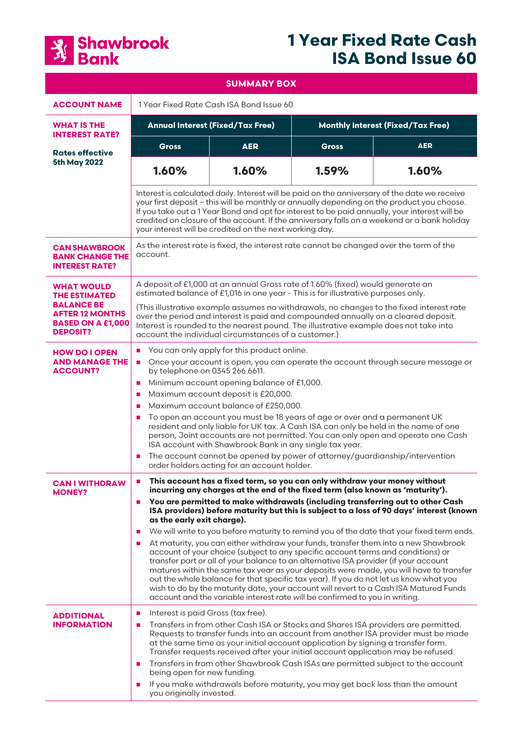# Shawbrook Bank

# 1 Year Fixed Rate Cash ISA Bond Issue 60

## SUMMARY BOX

**ACCOUNT NAME**

1 Year Fixed Rate Cash ISA Bond Issue 60

**WHAT IS THE INTEREST RATE?**

**Rates effective 5th May 2022**

| Annual Interest (Fixed/Tax Free) | | Monthly Interest (Fixed/Tax Free) | |
|---|---|---|---|
| **Gross** | **AER** | **Gross** | **AER** |
| 1.60% | 1.60% | 1.59% | 1.60% |

Interest is calculated daily. Interest will be paid on the anniversary of the date we receive your first deposit – this will be monthly or annually depending on the product you choose. If you take out a 1 Year Bond and opt for interest to be paid annually, your interest will be credited on closure of the account. If the anniversary falls on a weekend or a bank holiday your interest will be credited on the next working day.

**CAN SHAWBROOK BANK CHANGE THE INTEREST RATE?**

As the interest rate is fixed, the interest rate cannot be changed over the term of the account.

**WHAT WOULD THE ESTIMATED BALANCE BE AFTER 12 MONTHS BASED ON A £1,000 DEPOSIT?**

A deposit of £1,000 at an annual Gross rate of 1.60% (fixed) would generate an estimated balance of £1,016 in one year - This is for illustrative purposes only.

(This illustrative example assumes no withdrawals, no changes to the fixed interest rate over the period and interest is paid and compounded annually on a cleared deposit. Interest is rounded to the nearest pound. The illustrative example does not take into account the individual circumstances of a customer.)

**HOW DO I OPEN AND MANAGE THE ACCOUNT?**

- You can only apply for this product online.
- Once your account is open, you can operate the account through secure message or by telephone on 0345 266 6611.
- Minimum account opening balance of £1,000.
- Maximum account deposit is £20,000.
- Maximum account balance of £250,000.
- To open an account you must be 18 years of age or over and a permanent UK resident and only liable for UK tax. A Cash ISA can only be held in the name of one person, Joint accounts are not permitted. You can only open and operate one Cash ISA account with Shawbrook Bank in any single tax year.
- The account cannot be opened by power of attorney/guardianship/intervention order holders acting for an account holder.

**CAN I WITHDRAW MONEY?**

- **This account has a fixed term, so you can only withdraw your money without incurring any charges at the end of the fixed term (also known as 'maturity').**
- **You are permitted to make withdrawals (including transferring out to other Cash ISA providers) before maturity but this is subject to a loss of 90 days' interest (known as the early exit charge).**
- We will write to you before maturity to remind you of the date that your fixed term ends.
- At maturity, you can either withdraw your funds, transfer them into a new Shawbrook account of your choice (subject to any specific account terms and conditions) or transfer part or all of your balance to an alternative ISA provider (if your account matures within the same tax year as your deposits were made, you will have to transfer out the whole balance for that specific tax year). If you do not let us know what you wish to do by the maturity date, your account will revert to a Cash ISA Matured Funds account and the variable interest rate will be confirmed to you in writing.

**ADDITIONAL INFORMATION**

- Interest is paid Gross (tax free).
- Transfers in from other Cash ISA or Stocks and Shares ISA providers are permitted. Requests to transfer funds into an account from another ISA provider must be made at the same time as your initial account application by signing a transfer form. Transfer requests received after your initial account application may be refused.
- Transfers in from other Shawbrook Cash ISAs are permitted subject to the account being open for new funding.
- If you make withdrawals before maturity, you may get back less than the amount you originally invested.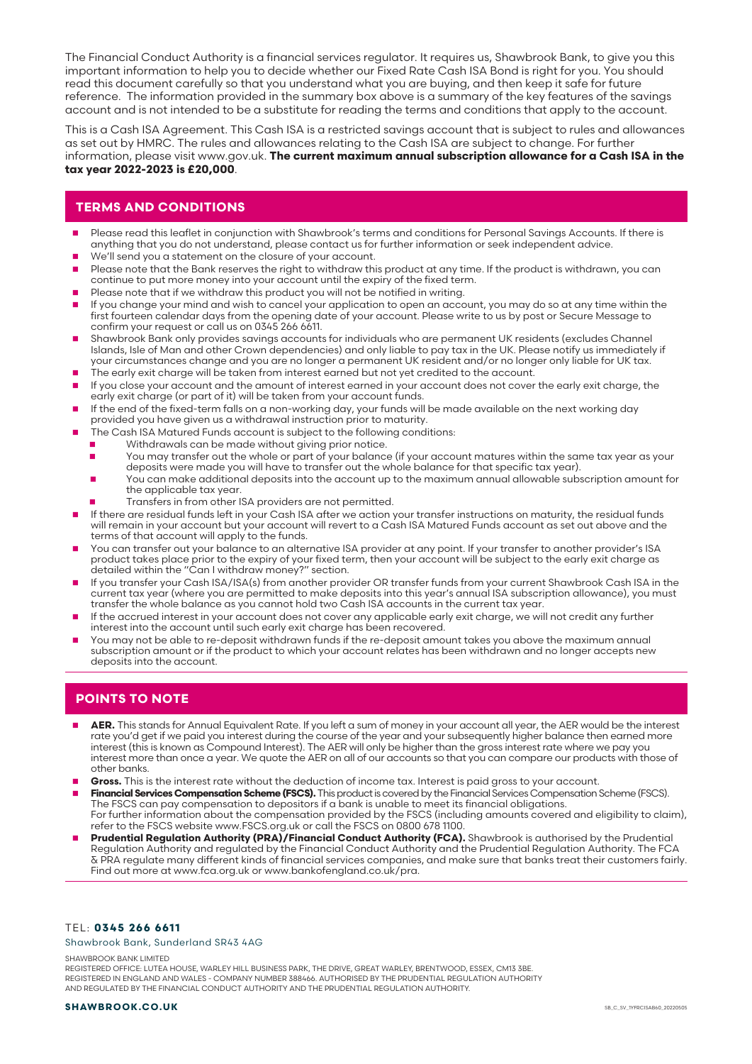The Financial Conduct Authority is a financial services regulator. It requires us, Shawbrook Bank, to give you this important information to help you to decide whether our Fixed Rate Cash ISA Bond is right for you. You should read this document carefully so that you understand what you are buying, and then keep it safe for future reference. The information provided in the summary box above is a summary of the key features of the savings account and is not intended to be a substitute for reading the terms and conditions that apply to the account.

This is a Cash ISA Agreement. This Cash ISA is a restricted savings account that is subject to rules and allowances as set out by HMRC. The rules and allowances relating to the Cash ISA are subject to change. For further information, please visit www.gov.uk. **The current maximum annual subscription allowance for a Cash ISA in the tax year 2022-2023 is £20,000**.

## TERMS AND CONDITIONS

- Please read this leaflet in conjunction with Shawbrook's terms and conditions for Personal Savings Accounts. If there is anything that you do not understand, please contact us for further information or seek independent advice.
- We'll send you a statement on the closure of your account.
- Please note that the Bank reserves the right to withdraw this product at any time. If the product is withdrawn, you can continue to put more money into your account until the expiry of the fixed term.
- Please note that if we withdraw this product you will not be notified in writing.
- If you change your mind and wish to cancel your application to open an account, you may do so at any time within the first fourteen calendar days from the opening date of your account. Please write to us by post or Secure Message to confirm your request or call us on 0345 266 6611.
- Shawbrook Bank only provides savings accounts for individuals who are permanent UK residents (excludes Channel Islands, Isle of Man and other Crown dependencies) and only liable to pay tax in the UK. Please notify us immediately if your circumstances change and you are no longer a permanent UK resident and/or no longer only liable for UK tax.
- The early exit charge will be taken from interest earned but not yet credited to the account.
- If you close your account and the amount of interest earned in your account does not cover the early exit charge, the early exit charge (or part of it) will be taken from your account funds.
- If the end of the fixed-term falls on a non-working day, your funds will be made available on the next working day provided you have given us a withdrawal instruction prior to maturity.
- The Cash ISA Matured Funds account is subject to the following conditions:
  - Withdrawals can be made without giving prior notice.
  - You may transfer out the whole or part of your balance (if your account matures within the same tax year as your deposits were made you will have to transfer out the whole balance for that specific tax year).
  - You can make additional deposits into the account up to the maximum annual allowable subscription amount for the applicable tax year.
  - Transfers in from other ISA providers are not permitted.
- If there are residual funds left in your Cash ISA after we action your transfer instructions on maturity, the residual funds will remain in your account but your account will revert to a Cash ISA Matured Funds account as set out above and the terms of that account will apply to the funds.
- You can transfer out your balance to an alternative ISA provider at any point. If your transfer to another provider's ISA product takes place prior to the expiry of your fixed term, then your account will be subject to the early exit charge as detailed within the "Can I withdraw money?" section.
- If you transfer your Cash ISA/ISA(s) from another provider OR transfer funds from your current Shawbrook Cash ISA in the current tax year (where you are permitted to make deposits into this year's annual ISA subscription allowance), you must transfer the whole balance as you cannot hold two Cash ISA accounts in the current tax year.
- If the accrued interest in your account does not cover any applicable early exit charge, we will not credit any further interest into the account until such early exit charge has been recovered.
- You may not be able to re-deposit withdrawn funds if the re-deposit amount takes you above the maximum annual subscription amount or if the product to which your account relates has been withdrawn and no longer accepts new deposits into the account.

## POINTS TO NOTE

- **AER.** This stands for Annual Equivalent Rate. If you left a sum of money in your account all year, the AER would be the interest rate you'd get if we paid you interest during the course of the year and your subsequently higher balance then earned more interest (this is known as Compound Interest). The AER will only be higher than the gross interest rate where we pay you interest more than once a year. We quote the AER on all of our accounts so that you can compare our products with those of other banks.
- **Gross.** This is the interest rate without the deduction of income tax. Interest is paid gross to your account.
- **Financial Services Compensation Scheme (FSCS).** This product is covered by the Financial Services Compensation Scheme (FSCS). The FSCS can pay compensation to depositors if a bank is unable to meet its financial obligations. For further information about the compensation provided by the FSCS (including amounts covered and eligibility to claim), refer to the FSCS website www.FSCS.org.uk or call the FSCS on 0800 678 1100.
- **Prudential Regulation Authority (PRA)/Financial Conduct Authority (FCA).** Shawbrook is authorised by the Prudential Regulation Authority and regulated by the Financial Conduct Authority and the Prudential Regulation Authority. The FCA & PRA regulate many different kinds of financial services companies, and make sure that banks treat their customers fairly. Find out more at www.fca.org.uk or www.bankofengland.co.uk/pra.

TEL: **0345 266 6611**

Shawbrook Bank, Sunderland SR43 4AG

SHAWBROOK BANK LIMITED
REGISTERED OFFICE: LUTEA HOUSE, WARLEY HILL BUSINESS PARK, THE DRIVE, GREAT WARLEY, BRENTWOOD, ESSEX, CM13 3BE.
REGISTERED IN ENGLAND AND WALES - COMPANY NUMBER 388466. AUTHORISED BY THE PRUDENTIAL REGULATION AUTHORITY AND REGULATED BY THE FINANCIAL CONDUCT AUTHORITY AND THE PRUDENTIAL REGULATION AUTHORITY.

**SHAWBROOK.CO.UK**

SB_C_SV_1YFRCISAB60_20220505